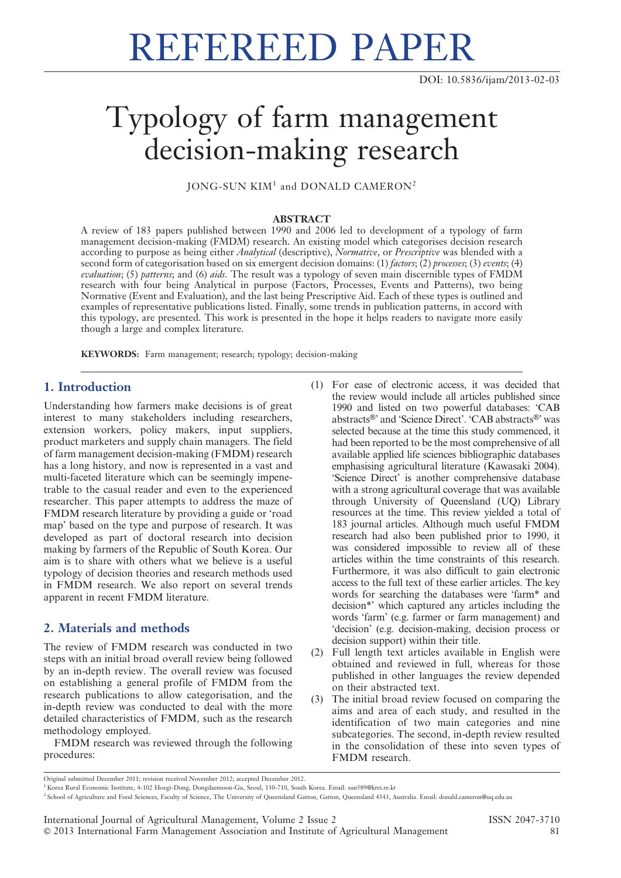REFEREED PAPER

DOI: 10.5836/ijam/2013-02-03

# Typology of farm management decision-making research

JONG-SUN KIM[1] and DONALD CAMERON[2]

**ABSTRACT**

A review of 183 papers published between 1990 and 2006 led to development of a typology of farm management decision-making (FMDM) research. An existing model which categorises decision research according to purpose as being either *Analytical* (descriptive), *Normative*, or *Prescriptive* was blended with a second form of categorisation based on six emergent decision domains: (1) *factors*; (2) *processes*; (3) *events*; (4) *evaluation*; (5) *patterns*; and (6) *aids*. The result was a typology of seven main discernible types of FMDM research with four being Analytical in purpose (Factors, Processes, Events and Patterns), two being Normative (Event and Evaluation), and the last being Prescriptive Aid. Each of these types is outlined and examples of representative publications listed. Finally, some trends in publication patterns, in accord with this typology, are presented. This work is presented in the hope it helps readers to navigate more easily though a large and complex literature.

**KEYWORDS:** Farm management; research; typology; decision-making

## 1. Introduction

Understanding how farmers make decisions is of great interest to many stakeholders including researchers, extension workers, policy makers, input suppliers, product marketers and supply chain managers. The field of farm management decision-making (FMDM) research has a long history, and now is represented in a vast and multi-faceted literature which can be seemingly impenetrable to the casual reader and even to the experienced researcher. This paper attempts to address the maze of FMDM research literature by providing a guide or 'road map' based on the type and purpose of research. It was developed as part of doctoral research into decision making by farmers of the Republic of South Korea. Our aim is to share with others what we believe is a useful typology of decision theories and research methods used in FMDM research. We also report on several trends apparent in recent FMDM literature.

## 2. Materials and methods

The review of FMDM research was conducted in two steps with an initial broad overall review being followed by an in-depth review. The overall review was focused on establishing a general profile of FMDM from the research publications to allow categorisation, and the in-depth review was conducted to deal with the more detailed characteristics of FMDM, such as the research methodology employed.

FMDM research was reviewed through the following procedures:

(1) For ease of electronic access, it was decided that the review would include all articles published since 1990 and listed on two powerful databases: 'CAB abstracts®' and 'Science Direct'. 'CAB abstracts®' was selected because at the time this study commenced, it had been reported to be the most comprehensive of all available applied life sciences bibliographic databases emphasising agricultural literature (Kawasaki 2004). 'Science Direct' is another comprehensive database with a strong agricultural coverage that was available through University of Queensland (UQ) Library resources at the time. This review yielded a total of 183 journal articles. Although much useful FMDM research had also been published prior to 1990, it was considered impossible to review all of these articles within the time constraints of this research. Furthermore, it was also difficult to gain electronic access to the full text of these earlier articles. The key words for searching the databases were 'farm* and decision*' which captured any articles including the words 'farm' (e.g. farmer or farm management) and 'decision' (e.g. decision-making, decision process or decision support) within their title.

(2) Full length text articles available in English were obtained and reviewed in full, whereas for those published in other languages the review depended on their abstracted text.

(3) The initial broad review focused on comparing the aims and area of each study, and resulted in the identification of two main categories and nine subcategories. The second, in-depth review resulted in the consolidation of these into seven types of FMDM research.

Original submitted December 2011; revision received November 2012; accepted December 2012.

[1] Korea Rural Economic Institute, 4-102 Hoegi-Dong, Dongdaemoon-Gu, Seoul, 130-710, South Korea. Email: sun589@krei.re.kr

[2] School of Agriculture and Food Sciences, Faculty of Science, The University of Queensland Gatton, Gatton, Queensland 4343, Australia. Email: donald.cameron@uq.edu.au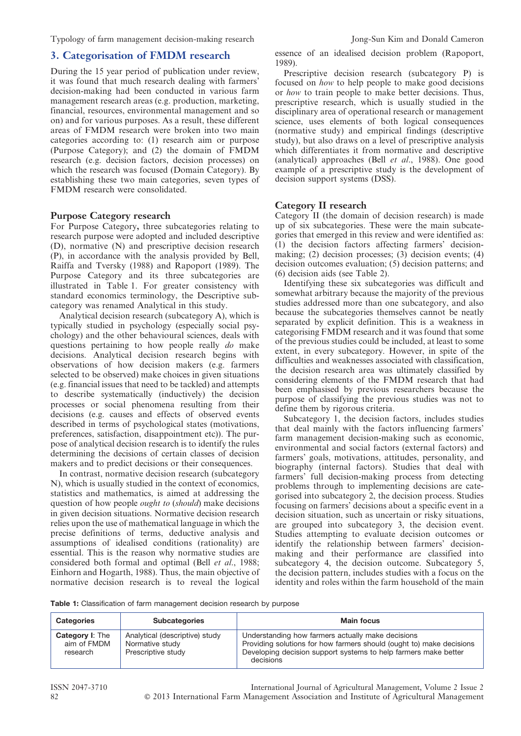## 3. Categorisation of FMDM research

During the 15 year period of publication under review, it was found that much research dealing with farmers' decision-making had been conducted in various farm management research areas (e.g. production, marketing, financial, resources, environmental management and so on) and for various purposes. As a result, these different areas of FMDM research were broken into two main categories according to: (1) research aim or purpose (Purpose Category); and (2) the domain of FMDM research (e.g. decision factors, decision processes) on which the research was focused (Domain Category). By establishing these two main categories, seven types of FMDM research were consolidated.

### Purpose Category research

For Purpose Category**,** three subcategories relating to research purpose were adopted and included descriptive (D), normative (N) and prescriptive decision research (P), in accordance with the analysis provided by Bell, Raiffa and Tversky (1988) and Rapoport (1989). The Purpose Category and its three subcategories are illustrated in Table 1. For greater consistency with standard economics terminology, the Descriptive subcategory was renamed Analytical in this study.

Analytical decision research (subcategory A), which is typically studied in psychology (especially social psychology) and the other behavioural sciences, deals with questions pertaining to how people really *do* make decisions. Analytical decision research begins with observations of how decision makers (e.g. farmers selected to be observed) make choices in given situations (e.g. financial issues that need to be tackled) and attempts to describe systematically (inductively) the decision processes or social phenomena resulting from their decisions (e.g. causes and effects of observed events described in terms of psychological states (motivations, preferences, satisfaction, disappointment etc)). The purpose of analytical decision research is to identify the rules determining the decisions of certain classes of decision makers and to predict decisions or their consequences.

In contrast, normative decision research (subcategory N), which is usually studied in the context of economics, statistics and mathematics, is aimed at addressing the question of how people *ought to* (*should*) make decisions in given decision situations. Normative decision research relies upon the use of mathematical language in which the precise definitions of terms, deductive analysis and assumptions of idealised conditions (rationality) are essential. This is the reason why normative studies are considered both formal and optimal (Bell *et al*., 1988; Einhorn and Hogarth, 1988). Thus, the main objective of normative decision research is to reveal the logical essence of an idealised decision problem (Rapoport, 1989).

Prescriptive decision research (subcategory P) is focused on *how* to help people to make good decisions or *how* to train people to make better decisions. Thus, prescriptive research, which is usually studied in the disciplinary area of operational research or management science, uses elements of both logical consequences (normative study) and empirical findings (descriptive study), but also draws on a level of prescriptive analysis which differentiates it from normative and descriptive (analytical) approaches (Bell *et al*., 1988). One good example of a prescriptive study is the development of decision support systems (DSS).

### Category II research

Category II (the domain of decision research) is made up of six subcategories. These were the main subcategories that emerged in this review and were identified as: (1) the decision factors affecting farmers' decision-making; (2) decision processes; (3) decision events; (4) decision outcomes evaluation; (5) decision patterns; and (6) decision aids (see Table 2).

Identifying these six subcategories was difficult and somewhat arbitrary because the majority of the previous studies addressed more than one subcategory, and also because the subcategories themselves cannot be neatly separated by explicit definition. This is a weakness in categorising FMDM research and it was found that some of the previous studies could be included, at least to some extent, in every subcategory. However, in spite of the difficulties and weaknesses associated with classification, the decision research area was ultimately classified by considering elements of the FMDM research that had been emphasised by previous researchers because the purpose of classifying the previous studies was not to define them by rigorous criteria.

Subcategory 1, the decision factors, includes studies that deal mainly with the factors influencing farmers' farm management decision-making such as economic, environmental and social factors (external factors) and farmers' goals, motivations, attitudes, personality, and biography (internal factors). Studies that deal with farmers' full decision-making process from detecting problems through to implementing decisions are categorised into subcategory 2, the decision process. Studies focusing on farmers' decisions about a specific event in a decision situation, such as uncertain or risky situations, are grouped into subcategory 3, the decision event. Studies attempting to evaluate decision outcomes or identify the relationship between farmers' decision-making and their performance are classified into subcategory 4, the decision outcome. Subcategory 5, the decision pattern, includes studies with a focus on the identity and roles within the farm household of the main

**Table 1:** Classification of farm management decision research by purpose

| Categories | Subcategories | Main focus |
|---|---|---|
| **Category I**: The aim of FMDM research | Analytical (descriptive) study<br>Normative study<br>Prescriptive study | Understanding how farmers actually make decisions<br>Providing solutions for how farmers should (ought to) make decisions<br>Developing decision support systems to help farmers make better decisions |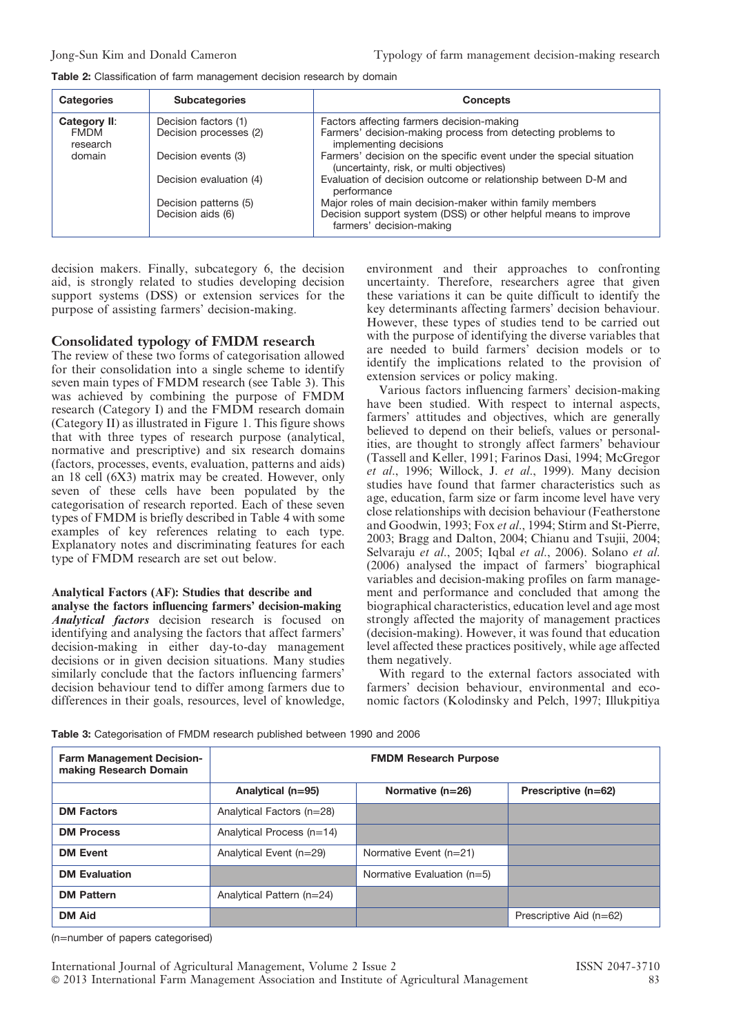**Table 2:** Classification of farm management decision research by domain

| Categories | Subcategories | Concepts |
|---|---|---|
| **Category II:** FMDM research domain | Decision factors (1) | Factors affecting farmers decision-making |
| | Decision processes (2) | Farmers' decision-making process from detecting problems to implementing decisions |
| | Decision events (3) | Farmers' decision on the specific event under the special situation (uncertainty, risk, or multi objectives) |
| | Decision evaluation (4) | Evaluation of decision outcome or relationship between D-M and performance |
| | Decision patterns (5) | Major roles of main decision-maker within family members |
| | Decision aids (6) | Decision support system (DSS) or other helpful means to improve farmers' decision-making |

decision makers. Finally, subcategory 6, the decision aid, is strongly related to studies developing decision support systems (DSS) or extension services for the purpose of assisting farmers' decision-making.

## Consolidated typology of FMDM research

The review of these two forms of categorisation allowed for their consolidation into a single scheme to identify seven main types of FMDM research (see Table 3). This was achieved by combining the purpose of FMDM research (Category I) and the FMDM research domain (Category II) as illustrated in Figure 1. This figure shows that with three types of research purpose (analytical, normative and prescriptive) and six research domains (factors, processes, events, evaluation, patterns and aids) an 18 cell (6X3) matrix may be created. However, only seven of these cells have been populated by the categorisation of research reported. Each of these seven types of FMDM is briefly described in Table 4 with some examples of key references relating to each type. Explanatory notes and discriminating features for each type of FMDM research are set out below.

### Analytical Factors (AF): Studies that describe and analyse the factors influencing farmers' decision-making

***Analytical factors*** decision research is focused on identifying and analysing the factors that affect farmers' decision-making in either day-to-day management decisions or in given decision situations. Many studies similarly conclude that the factors influencing farmers' decision behaviour tend to differ among farmers due to differences in their goals, resources, level of knowledge, environment and their approaches to confronting uncertainty. Therefore, researchers agree that given these variations it can be quite difficult to identify the key determinants affecting farmers' decision behaviour. However, these types of studies tend to be carried out with the purpose of identifying the diverse variables that are needed to build farmers' decision models or to identify the implications related to the provision of extension services or policy making.

Various factors influencing farmers' decision-making have been studied. With respect to internal aspects, farmers' attitudes and objectives, which are generally believed to depend on their beliefs, values or personalities, are thought to strongly affect farmers' behaviour (Tassell and Keller, 1991; Farinos Dasi, 1994; McGregor *et al*., 1996; Willock, J. *et al*., 1999). Many decision studies have found that farmer characteristics such as age, education, farm size or farm income level have very close relationships with decision behaviour (Featherstone and Goodwin, 1993; Fox *et al*., 1994; Stirm and St-Pierre, 2003; Bragg and Dalton, 2004; Chianu and Tsujii, 2004; Selvaraju *et al*., 2005; Iqbal *et al*., 2006). Solano *et al*. (2006) analysed the impact of farmers' biographical variables and decision-making profiles on farm management and performance and concluded that among the biographical characteristics, education level and age most strongly affected the majority of management practices (decision-making). However, it was found that education level affected these practices positively, while age affected them negatively.

With regard to the external factors associated with farmers' decision behaviour, environmental and economic factors (Kolodinsky and Pelch, 1997; Illukpitiya

**Table 3:** Categorisation of FMDM research published between 1990 and 2006

| Farm Management Decision-making Research Domain | FMDM Research Purpose | | |
|---|---|---|---|
| | Analytical (n=95) | Normative (n=26) | Prescriptive (n=62) |
| **DM Factors** | Analytical Factors (n=28) | | |
| **DM Process** | Analytical Process (n=14) | | |
| **DM Event** | Analytical Event (n=29) | Normative Event (n=21) | |
| **DM Evaluation** | | Normative Evaluation (n=5) | |
| **DM Pattern** | Analytical Pattern (n=24) | | |
| **DM Aid** | | | Prescriptive Aid (n=62) |

(n=number of papers categorised)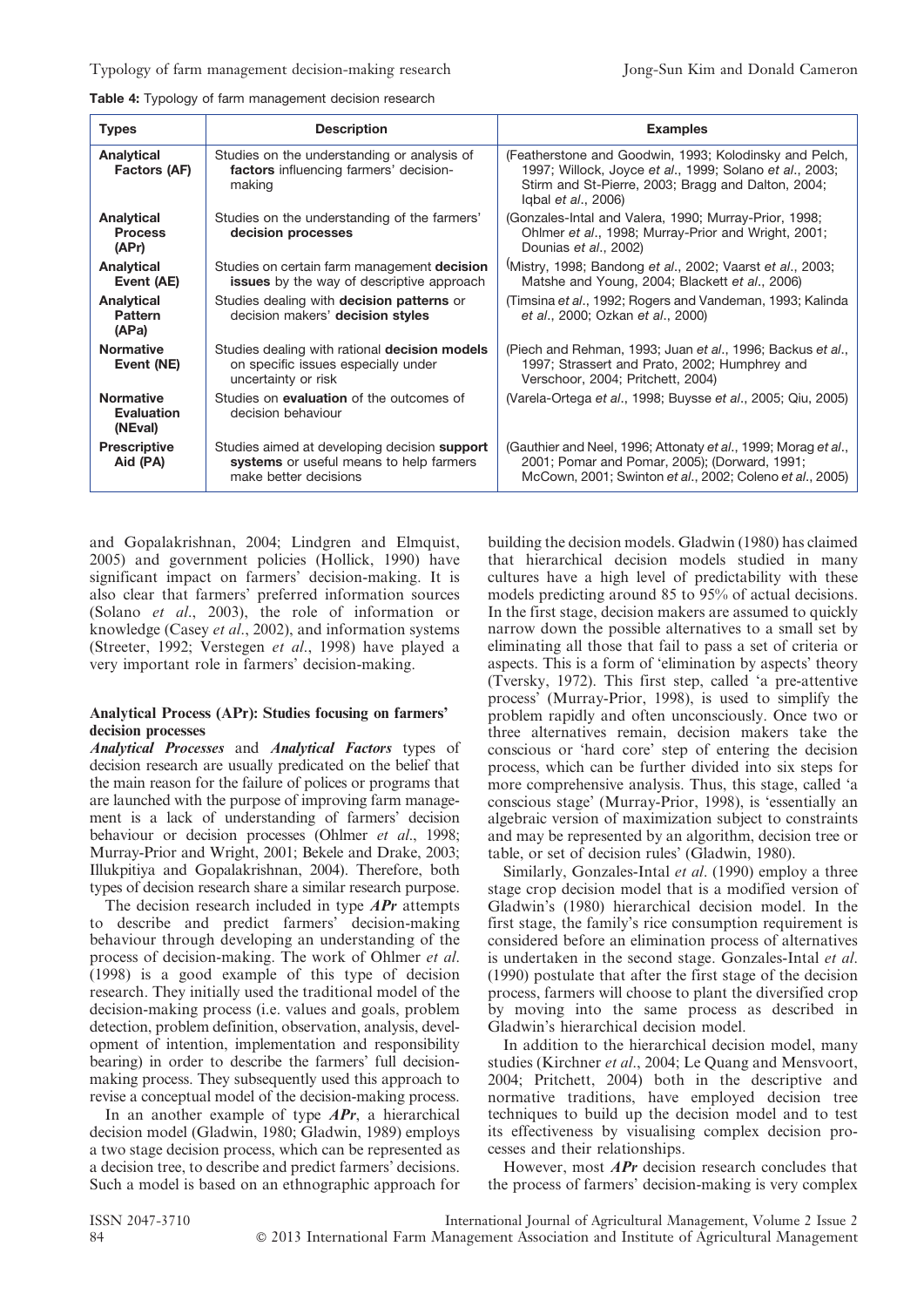**Table 4:** Typology of farm management decision research

| Types | Description | Examples |
|---|---|---|
| **Analytical Factors (AF)** | Studies on the understanding or analysis of **factors** influencing farmers' decision-making | (Featherstone and Goodwin, 1993; Kolodinsky and Pelch, 1997; Willock, Joyce *et al.*, 1999; Solano *et al.*, 2003; Stirm and St-Pierre, 2003; Bragg and Dalton, 2004; Iqbal *et al.*, 2006) |
| **Analytical Process (APr)** | Studies on the understanding of the farmers' **decision processes** | (Gonzales-Intal and Valera, 1990; Murray-Prior, 1998; Ohlmer *et al.*, 1998; Murray-Prior and Wright, 2001; Dounias *et al.*, 2002) |
| **Analytical Event (AE)** | Studies on certain farm management **decision issues** by the way of descriptive approach | (Mistry, 1998; Bandong *et al.*, 2002; Vaarst *et al.*, 2003; Matshe and Young, 2004; Blackett *et al.*, 2006) |
| **Analytical Pattern (APa)** | Studies dealing with **decision patterns** or decision makers' **decision styles** | (Timsina *et al.*, 1992; Rogers and Vandeman, 1993; Kalinda *et al.*, 2000; Ozkan *et al.*, 2000) |
| **Normative Event (NE)** | Studies dealing with rational **decision models** on specific issues especially under uncertainty or risk | (Piech and Rehman, 1993; Juan *et al.*, 1996; Backus *et al.*, 1997; Strassert and Prato, 2002; Humphrey and Verschoor, 2004; Pritchett, 2004) |
| **Normative Evaluation (NEval)** | Studies on **evaluation** of the outcomes of decision behaviour | (Varela-Ortega *et al.*, 1998; Buysse *et al.*, 2005; Qiu, 2005) |
| **Prescriptive Aid (PA)** | Studies aimed at developing decision **support systems** or useful means to help farmers make better decisions | (Gauthier and Neel, 1996; Attonaty *et al.*, 1999; Morag *et al.*, 2001; Pomar and Pomar, 2005); (Dorward, 1991; McCown, 2001; Swinton *et al.*, 2002; Coleno *et al.*, 2005) |

and Gopalakrishnan, 2004; Lindgren and Elmquist, 2005) and government policies (Hollick, 1990) have significant impact on farmers' decision-making. It is also clear that farmers' preferred information sources (Solano *et al.*, 2003), the role of information or knowledge (Casey *et al.*, 2002), and information systems (Streeter, 1992; Verstegen *et al.*, 1998) have played a very important role in farmers' decision-making.

### Analytical Process (APr): Studies focusing on farmers' decision processes

***Analytical Processes*** and ***Analytical Factors*** types of decision research are usually predicated on the belief that the main reason for the failure of polices or programs that are launched with the purpose of improving farm management is a lack of understanding of farmers' decision behaviour or decision processes (Ohlmer *et al.*, 1998; Murray-Prior and Wright, 2001; Bekele and Drake, 2003; Illukpitiya and Gopalakrishnan, 2004). Therefore, both types of decision research share a similar research purpose.

The decision research included in type ***APr*** attempts to describe and predict farmers' decision-making behaviour through developing an understanding of the process of decision-making. The work of Ohlmer *et al.* (1998) is a good example of this type of decision research. They initially used the traditional model of the decision-making process (i.e. values and goals, problem detection, problem definition, observation, analysis, development of intention, implementation and responsibility bearing) in order to describe the farmers' full decision-making process. They subsequently used this approach to revise a conceptual model of the decision-making process.

In an another example of type ***APr***, a hierarchical decision model (Gladwin, 1980; Gladwin, 1989) employs a two stage decision process, which can be represented as a decision tree, to describe and predict farmers' decisions. Such a model is based on an ethnographic approach for building the decision models. Gladwin (1980) has claimed that hierarchical decision models studied in many cultures have a high level of predictability with these models predicting around 85 to 95% of actual decisions. In the first stage, decision makers are assumed to quickly narrow down the possible alternatives to a small set by eliminating all those that fail to pass a set of criteria or aspects. This is a form of 'elimination by aspects' theory (Tversky, 1972). This first step, called 'a pre-attentive process' (Murray-Prior, 1998), is used to simplify the problem rapidly and often unconsciously. Once two or three alternatives remain, decision makers take the conscious or 'hard core' step of entering the decision process, which can be further divided into six steps for more comprehensive analysis. Thus, this stage, called 'a conscious stage' (Murray-Prior, 1998), is 'essentially an algebraic version of maximization subject to constraints and may be represented by an algorithm, decision tree or table, or set of decision rules' (Gladwin, 1980).

Similarly, Gonzales-Intal *et al.* (1990) employ a three stage crop decision model that is a modified version of Gladwin's (1980) hierarchical decision model. In the first stage, the family's rice consumption requirement is considered before an elimination process of alternatives is undertaken in the second stage. Gonzales-Intal *et al.* (1990) postulate that after the first stage of the decision process, farmers will choose to plant the diversified crop by moving into the same process as described in Gladwin's hierarchical decision model.

In addition to the hierarchical decision model, many studies (Kirchner *et al.*, 2004; Le Quang and Mensvoort, 2004; Pritchett, 2004) both in the descriptive and normative traditions, have employed decision tree techniques to build up the decision model and to test its effectiveness by visualising complex decision processes and their relationships.

However, most ***APr*** decision research concludes that the process of farmers' decision-making is very complex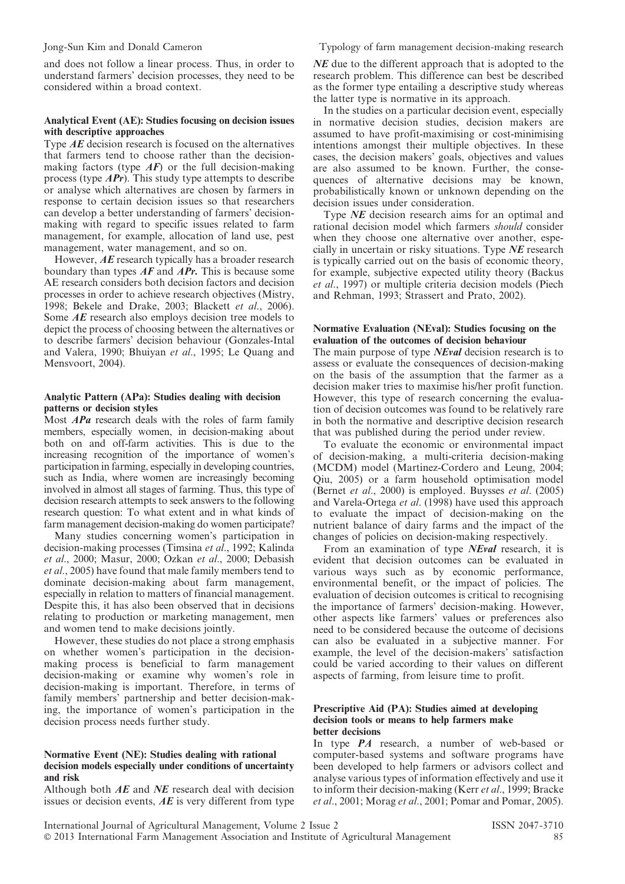and does not follow a linear process. Thus, in order to understand farmers' decision processes, they need to be considered within a broad context.

### Analytical Event (AE): Studies focusing on decision issues with descriptive approaches

Type ***AE*** decision research is focused on the alternatives that farmers tend to choose rather than the decision-making factors (type ***AF***) or the full decision-making process (type ***APr***). This study type attempts to describe or analyse which alternatives are chosen by farmers in response to certain decision issues so that researchers can develop a better understanding of farmers' decision-making with regard to specific issues related to farm management, for example, allocation of land use, pest management, water management, and so on.

However, ***AE*** research typically has a broader research boundary than types ***AF*** and ***APr***. This is because some AE research considers both decision factors and decision processes in order to achieve research objectives (Mistry, 1998; Bekele and Drake, 2003; Blackett *et al*., 2006). Some ***AE*** research also employs decision tree models to depict the process of choosing between the alternatives or to describe farmers' decision behaviour (Gonzales-Intal and Valera, 1990; Bhuiyan *et al*., 1995; Le Quang and Mensvoort, 2004).

### Analytic Pattern (APa): Studies dealing with decision patterns or decision styles

Most ***APa*** research deals with the roles of farm family members, especially women, in decision-making about both on and off-farm activities. This is due to the increasing recognition of the importance of women's participation in farming, especially in developing countries, such as India, where women are increasingly becoming involved in almost all stages of farming. Thus, this type of decision research attempts to seek answers to the following research question: To what extent and in what kinds of farm management decision-making do women participate?

Many studies concerning women's participation in decision-making processes (Timsina *et al*., 1992; Kalinda *et al*., 2000; Masur, 2000; Ozkan *et al*., 2000; Debasish *et al*., 2005) have found that male family members tend to dominate decision-making about farm management, especially in relation to matters of financial management. Despite this, it has also been observed that in decisions relating to production or marketing management, men and women tend to make decisions jointly.

However, these studies do not place a strong emphasis on whether women's participation in the decision-making process is beneficial to farm management decision-making or examine why women's role in decision-making is important. Therefore, in terms of family members' partnership and better decision-making, the importance of women's participation in the decision process needs further study.

### Normative Event (NE): Studies dealing with rational decision models especially under conditions of uncertainty and risk

Although both ***AE*** and ***NE*** research deal with decision issues or decision events, ***AE*** is very different from type ***NE*** due to the different approach that is adopted to the research problem. This difference can best be described as the former type entailing a descriptive study whereas the latter type is normative in its approach.

In the studies on a particular decision event, especially in normative decision studies, decision makers are assumed to have profit-maximising or cost-minimising intentions amongst their multiple objectives. In these cases, the decision makers' goals, objectives and values are also assumed to be known. Further, the consequences of alternative decisions may be known, probabilistically known or unknown depending on the decision issues under consideration.

Type ***NE*** decision research aims for an optimal and rational decision model which farmers *should* consider when they choose one alternative over another, especially in uncertain or risky situations. Type ***NE*** research is typically carried out on the basis of economic theory, for example, subjective expected utility theory (Backus *et al*., 1997) or multiple criteria decision models (Piech and Rehman, 1993; Strassert and Prato, 2002).

### Normative Evaluation (NEval): Studies focusing on the evaluation of the outcomes of decision behaviour

The main purpose of type ***NEval*** decision research is to assess or evaluate the consequences of decision-making on the basis of the assumption that the farmer as a decision maker tries to maximise his/her profit function. However, this type of research concerning the evaluation of decision outcomes was found to be relatively rare in both the normative and descriptive decision research that was published during the period under review.

To evaluate the economic or environmental impact of decision-making, a multi-criteria decision-making (MCDM) model (Martinez-Cordero and Leung, 2004; Qiu, 2005) or a farm household optimisation model (Bernet *et al*., 2000) is employed. Buysses *et al*. (2005) and Varela-Ortega *et al*. (1998) have used this approach to evaluate the impact of decision-making on the nutrient balance of dairy farms and the impact of the changes of policies on decision-making respectively.

From an examination of type ***NEval*** research, it is evident that decision outcomes can be evaluated in various ways such as by economic performance, environmental benefit, or the impact of policies. The evaluation of decision outcomes is critical to recognising the importance of farmers' decision-making. However, other aspects like farmers' values or preferences also need to be considered because the outcome of decisions can also be evaluated in a subjective manner. For example, the level of the decision-makers' satisfaction could be varied according to their values on different aspects of farming, from leisure time to profit.

### Prescriptive Aid (PA): Studies aimed at developing decision tools or means to help farmers make better decisions

In type ***PA*** research, a number of web-based or computer-based systems and software programs have been developed to help farmers or advisors collect and analyse various types of information effectively and use it to inform their decision-making (Kerr *et al*., 1999; Bracke *et al*., 2001; Morag *et al*., 2001; Pomar and Pomar, 2005).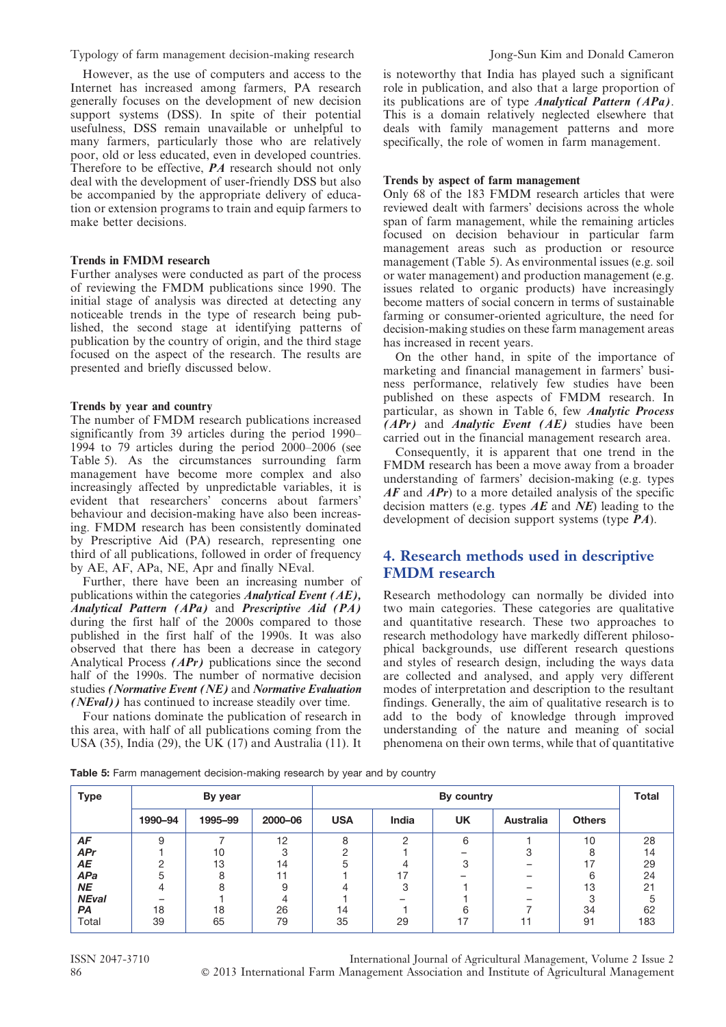However, as the use of computers and access to the Internet has increased among farmers, PA research generally focuses on the development of new decision support systems (DSS). In spite of their potential usefulness, DSS remain unavailable or unhelpful to many farmers, particularly those who are relatively poor, old or less educated, even in developed countries. Therefore to be effective, ***PA*** research should not only deal with the development of user-friendly DSS but also be accompanied by the appropriate delivery of education or extension programs to train and equip farmers to make better decisions.

### Trends in FMDM research

Further analyses were conducted as part of the process of reviewing the FMDM publications since 1990. The initial stage of analysis was directed at detecting any noticeable trends in the type of research being published, the second stage at identifying patterns of publication by the country of origin, and the third stage focused on the aspect of the research. The results are presented and briefly discussed below.

### Trends by year and country

The number of FMDM research publications increased significantly from 39 articles during the period 1990–1994 to 79 articles during the period 2000–2006 (see Table 5). As the circumstances surrounding farm management have become more complex and also increasingly affected by unpredictable variables, it is evident that researchers' concerns about farmers' behaviour and decision-making have also been increasing. FMDM research has been consistently dominated by Prescriptive Aid (PA) research, representing one third of all publications, followed in order of frequency by AE, AF, APa, NE, Apr and finally NEval.

Further, there have been an increasing number of publications within the categories ***Analytical Event (AE), Analytical Pattern (APa)*** and ***Prescriptive Aid (PA)*** during the first half of the 2000s compared to those published in the first half of the 1990s. It was also observed that there has been a decrease in category Analytical Process ***(APr)*** publications since the second half of the 1990s. The number of normative decision studies ***(Normative Event (NE)*** and ***Normative Evaluation (NEval))*** has continued to increase steadily over time.

Four nations dominate the publication of research in this area, with half of all publications coming from the USA (35), India (29), the UK (17) and Australia (11). It is noteworthy that India has played such a significant role in publication, and also that a large proportion of its publications are of type ***Analytical Pattern (APa)***. This is a domain relatively neglected elsewhere that deals with family management patterns and more specifically, the role of women in farm management.

### Trends by aspect of farm management

Only 68 of the 183 FMDM research articles that were reviewed dealt with farmers' decisions across the whole span of farm management, while the remaining articles focused on decision behaviour in particular farm management areas such as production or resource management (Table 5). As environmental issues (e.g. soil or water management) and production management (e.g. issues related to organic products) have increasingly become matters of social concern in terms of sustainable farming or consumer-oriented agriculture, the need for decision-making studies on these farm management areas has increased in recent years.

On the other hand, in spite of the importance of marketing and financial management in farmers' business performance, relatively few studies have been published on these aspects of FMDM research. In particular, as shown in Table 6, few ***Analytic Process (APr)*** and ***Analytic Event (AE)*** studies have been carried out in the financial management research area.

Consequently, it is apparent that one trend in the FMDM research has been a move away from a broader understanding of farmers' decision-making (e.g. types ***AF*** and ***APr***) to a more detailed analysis of the specific decision matters (e.g. types ***AE*** and ***NE***) leading to the development of decision support systems (type ***PA***).

## 4. Research methods used in descriptive FMDM research

Research methodology can normally be divided into two main categories. These categories are qualitative and quantitative research. These two approaches to research methodology have markedly different philosophical backgrounds, use different research questions and styles of research design, including the ways data are collected and analysed, and apply very different modes of interpretation and description to the resultant findings. Generally, the aim of qualitative research is to add to the body of knowledge through improved understanding of the nature and meaning of social phenomena on their own terms, while that of quantitative

**Table 5:** Farm management decision-making research by year and by country

| Type | By year | | | By country | | | | | Total |
|---|---|---|---|---|---|---|---|---|---|
| | 1990–94 | 1995–99 | 2000–06 | USA | India | UK | Australia | Others | |
| ***AF*** | 9 | 7 | 12 | 8 | 2 | 6 | 1 | 10 | 28 |
| ***APr*** | 1 | 10 | 3 | 2 | 1 | – | 3 | 8 | 14 |
| ***AE*** | 2 | 13 | 14 | 5 | 4 | 3 | – | 17 | 29 |
| ***APa*** | 5 | 8 | 11 | 1 | 17 | – | – | 6 | 24 |
| ***NE*** | 4 | 8 | 9 | 4 | 3 | 1 | – | 13 | 21 |
| ***NEval*** | – | 1 | 4 | 1 | – | 1 | – | 3 | 5 |
| ***PA*** | 18 | 18 | 26 | 14 | 1 | 6 | 7 | 34 | 62 |
| Total | 39 | 65 | 79 | 35 | 29 | 17 | 11 | 91 | 183 |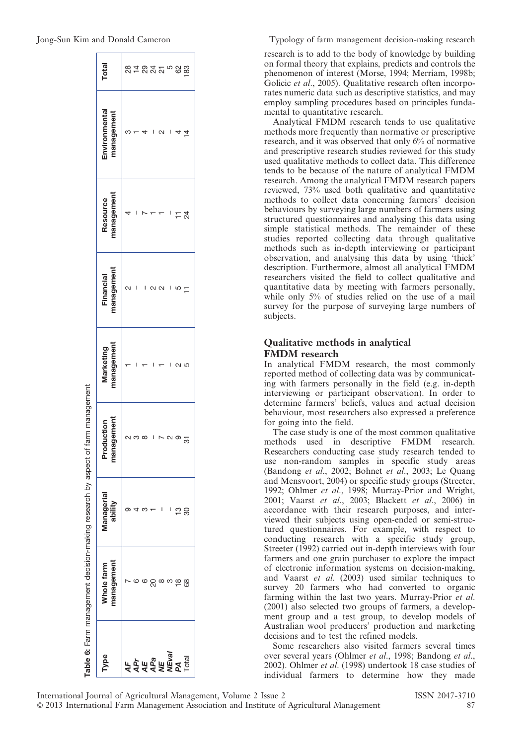**Table 6:** Farm management decision-making research by aspect of farm management

| Type | Whole farm management | Managerial ability | Production management | Marketing management | Financial management | Resource management | Environmental management | Total |
|---|---|---|---|---|---|---|---|---|
| ***AF*** | 7 | 9 | 2 | 1 | 2 | 4 | 3 | 28 |
| ***APr*** | 6 | 4 | 3 | – | – | – | 1 | 14 |
| ***AE*** | 6 | 3 | 8 | 1 | – | 7 | 4 | 29 |
| ***APa*** | 20 | 1 | – | – | 2 | 1 | – | 24 |
| ***NE*** | 8 | – | 7 | 1 | 2 | 1 | 2 | 21 |
| ***NEval*** | 3 | – | 2 | – | – | – | – | 5 |
| ***PA*** | 18 | 13 | 9 | 2 | 5 | 11 | 4 | 62 |
| Total | 68 | 30 | 31 | 5 | 11 | 24 | 14 | 183 |

research is to add to the body of knowledge by building on formal theory that explains, predicts and controls the phenomenon of interest (Morse, 1994; Merriam, 1998b; Golicic *et al*., 2005). Qualitative research often incorporates numeric data such as descriptive statistics, and may employ sampling procedures based on principles fundamental to quantitative research.

Analytical FMDM research tends to use qualitative methods more frequently than normative or prescriptive research, and it was observed that only 6% of normative and prescriptive research studies reviewed for this study used qualitative methods to collect data. This difference tends to be because of the nature of analytical FMDM research. Among the analytical FMDM research papers reviewed, 73% used both qualitative and quantitative methods to collect data concerning farmers' decision behaviours by surveying large numbers of farmers using structured questionnaires and analysing this data using simple statistical methods. The remainder of these studies reported collecting data through qualitative methods such as in-depth interviewing or participant observation, and analysing this data by using 'thick' description. Furthermore, almost all analytical FMDM researchers visited the field to collect qualitative and quantitative data by meeting with farmers personally, while only 5% of studies relied on the use of a mail survey for the purpose of surveying large numbers of subjects.

## Qualitative methods in analytical FMDM research

In analytical FMDM research, the most commonly reported method of collecting data was by communicating with farmers personally in the field (e.g. in-depth interviewing or participant observation). In order to determine farmers' beliefs, values and actual decision behaviour, most researchers also expressed a preference for going into the field.

The case study is one of the most common qualitative methods used in descriptive FMDM research. Researchers conducting case study research tended to use non-random samples in specific study areas (Bandong *et al*., 2002; Bohnet *et al*., 2003; Le Quang and Mensvoort, 2004) or specific study groups (Streeter, 1992; Ohlmer *et al*., 1998; Murray-Prior and Wright, 2001; Vaarst *et al*., 2003; Blackett *et al*., 2006) in accordance with their research purposes, and interviewed their subjects using open-ended or semi-structured questionnaires. For example, with respect to conducting research with a specific study group, Streeter (1992) carried out in-depth interviews with four farmers and one grain purchaser to explore the impact of electronic information systems on decision-making, and Vaarst *et al*. (2003) used similar techniques to survey 20 farmers who had converted to organic farming within the last two years. Murray-Prior *et al*. (2001) also selected two groups of farmers, a development group and a test group, to develop models of Australian wool producers' production and marketing decisions and to test the refined models.

Some researchers also visited farmers several times over several years (Ohlmer *et al*., 1998; Bandong *et al*., 2002). Ohlmer *et al*. (1998) undertook 18 case studies of individual farmers to determine how they made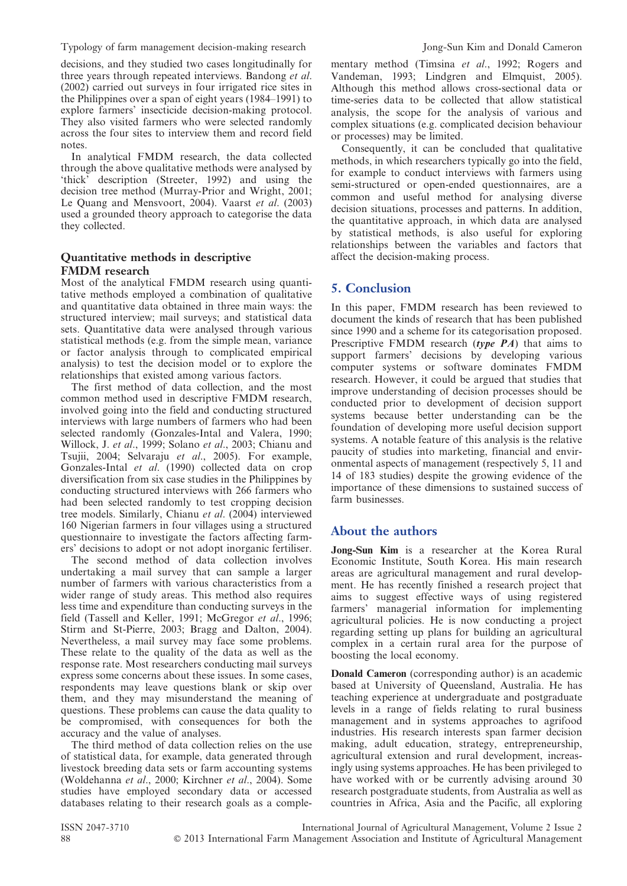decisions, and they studied two cases longitudinally for three years through repeated interviews. Bandong *et al.* (2002) carried out surveys in four irrigated rice sites in the Philippines over a span of eight years (1984–1991) to explore farmers' insecticide decision-making protocol. They also visited farmers who were selected randomly across the four sites to interview them and record field notes.

In analytical FMDM research, the data collected through the above qualitative methods were analysed by 'thick' description (Streeter, 1992) and using the decision tree method (Murray-Prior and Wright, 2001; Le Quang and Mensvoort, 2004). Vaarst *et al.* (2003) used a grounded theory approach to categorise the data they collected.

### Quantitative methods in descriptive FMDM research

Most of the analytical FMDM research using quantitative methods employed a combination of qualitative and quantitative data obtained in three main ways: the structured interview; mail surveys; and statistical data sets. Quantitative data were analysed through various statistical methods (e.g. from the simple mean, variance or factor analysis through to complicated empirical analysis) to test the decision model or to explore the relationships that existed among various factors.

The first method of data collection, and the most common method used in descriptive FMDM research, involved going into the field and conducting structured interviews with large numbers of farmers who had been selected randomly (Gonzales-Intal and Valera, 1990; Willock, J. *et al.*, 1999; Solano *et al.*, 2003; Chianu and Tsujii, 2004; Selvaraju *et al.*, 2005). For example, Gonzales-Intal *et al.* (1990) collected data on crop diversification from six case studies in the Philippines by conducting structured interviews with 266 farmers who had been selected randomly to test cropping decision tree models. Similarly, Chianu *et al.* (2004) interviewed 160 Nigerian farmers in four villages using a structured questionnaire to investigate the factors affecting farmers' decisions to adopt or not adopt inorganic fertiliser.

The second method of data collection involves undertaking a mail survey that can sample a larger number of farmers with various characteristics from a wider range of study areas. This method also requires less time and expenditure than conducting surveys in the field (Tassell and Keller, 1991; McGregor *et al.*, 1996; Stirm and St-Pierre, 2003; Bragg and Dalton, 2004). Nevertheless, a mail survey may face some problems. These relate to the quality of the data as well as the response rate. Most researchers conducting mail surveys express some concerns about these issues. In some cases, respondents may leave questions blank or skip over them, and they may misunderstand the meaning of questions. These problems can cause the data quality to be compromised, with consequences for both the accuracy and the value of analyses.

The third method of data collection relies on the use of statistical data, for example, data generated through livestock breeding data sets or farm accounting systems (Woldehanna *et al.*, 2000; Kirchner *et al.*, 2004). Some studies have employed secondary data or accessed databases relating to their research goals as a complementary method (Timsina *et al.*, 1992; Rogers and Vandeman, 1993; Lindgren and Elmquist, 2005). Although this method allows cross-sectional data or time-series data to be collected that allow statistical analysis, the scope for the analysis of various and complex situations (e.g. complicated decision behaviour or processes) may be limited.

Consequently, it can be concluded that qualitative methods, in which researchers typically go into the field, for example to conduct interviews with farmers using semi-structured or open-ended questionnaires, are a common and useful method for analysing diverse decision situations, processes and patterns. In addition, the quantitative approach, in which data are analysed by statistical methods, is also useful for exploring relationships between the variables and factors that affect the decision-making process.

## 5. Conclusion

In this paper, FMDM research has been reviewed to document the kinds of research that has been published since 1990 and a scheme for its categorisation proposed. Prescriptive FMDM research (***type PA***) that aims to support farmers' decisions by developing various computer systems or software dominates FMDM research. However, it could be argued that studies that improve understanding of decision processes should be conducted prior to development of decision support systems because better understanding can be the foundation of developing more useful decision support systems. A notable feature of this analysis is the relative paucity of studies into marketing, financial and environmental aspects of management (respectively 5, 11 and 14 of 183 studies) despite the growing evidence of the importance of these dimensions to sustained success of farm businesses.

## About the authors

**Jong-Sun Kim** is a researcher at the Korea Rural Economic Institute, South Korea. His main research areas are agricultural management and rural development. He has recently finished a research project that aims to suggest effective ways of using registered farmers' managerial information for implementing agricultural policies. He is now conducting a project regarding setting up plans for building an agricultural complex in a certain rural area for the purpose of boosting the local economy.

**Donald Cameron** (corresponding author) is an academic based at University of Queensland, Australia. He has teaching experience at undergraduate and postgraduate levels in a range of fields relating to rural business management and in systems approaches to agrifood industries. His research interests span farmer decision making, adult education, strategy, entrepreneurship, agricultural extension and rural development, increasingly using systems approaches. He has been privileged to have worked with or be currently advising around 30 research postgraduate students, from Australia as well as countries in Africa, Asia and the Pacific, all exploring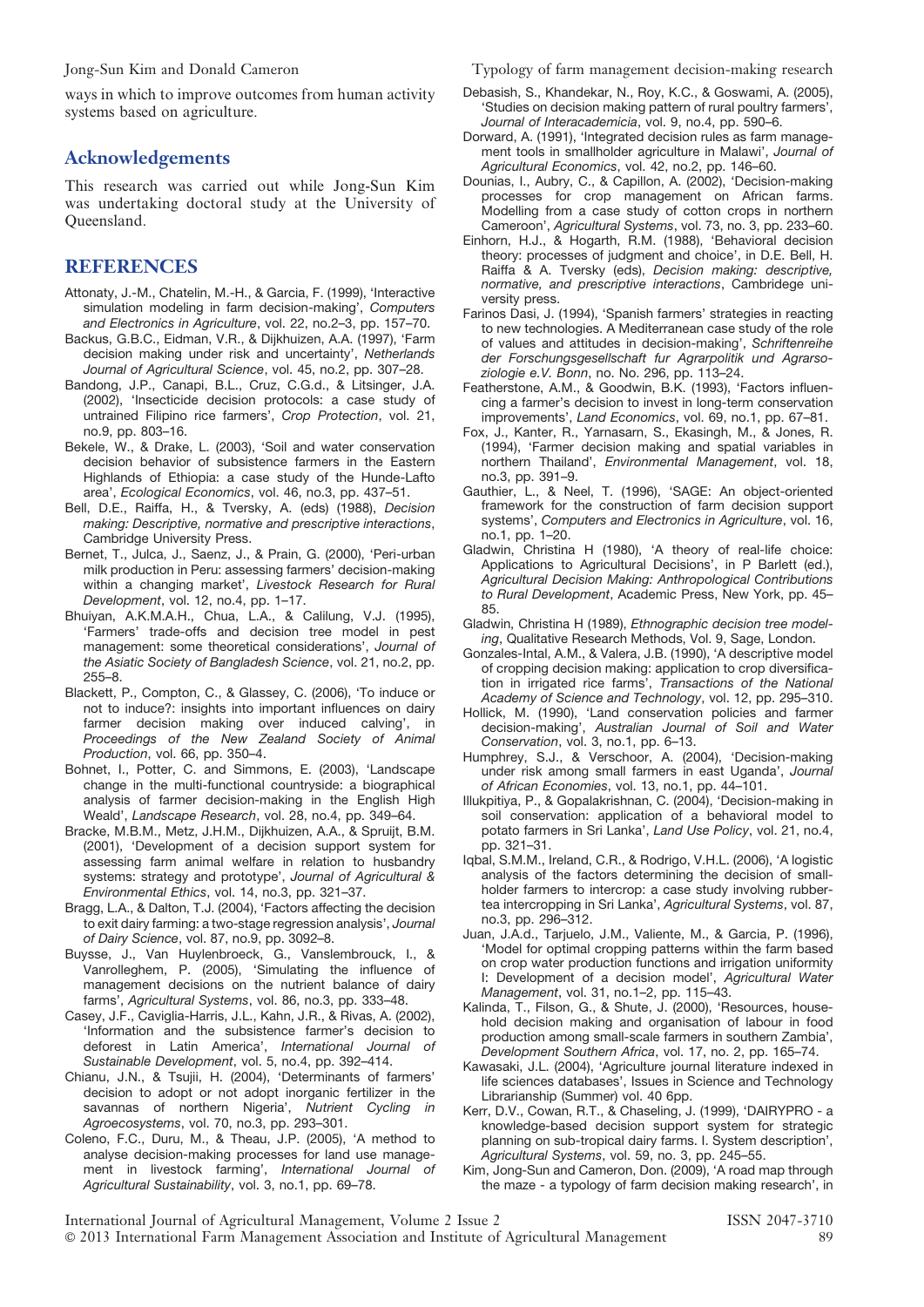ways in which to improve outcomes from human activity systems based on agriculture.

## Acknowledgements

This research was carried out while Jong-Sun Kim was undertaking doctoral study at the University of Queensland.

## REFERENCES

Attonaty, J.-M., Chatelin, M.-H., & Garcia, F. (1999), 'Interactive simulation modeling in farm decision-making', *Computers and Electronics in Agriculture*, vol. 22, no.2–3, pp. 157–70.

Backus, G.B.C., Eidman, V.R., & Dijkhuizen, A.A. (1997), 'Farm decision making under risk and uncertainty', *Netherlands Journal of Agricultural Science*, vol. 45, no.2, pp. 307–28.

Bandong, J.P., Canapi, B.L., Cruz, C.G.d., & Litsinger, J.A. (2002), 'Insecticide decision protocols: a case study of untrained Filipino rice farmers', *Crop Protection*, vol. 21, no.9, pp. 803–16.

Bekele, W., & Drake, L. (2003), 'Soil and water conservation decision behavior of subsistence farmers in the Eastern Highlands of Ethiopia: a case study of the Hunde-Lafto area', *Ecological Economics*, vol. 46, no.3, pp. 437–51.

Bell, D.E., Raiffa, H., & Tversky, A. (eds) (1988), *Decision making: Descriptive, normative and prescriptive interactions*, Cambridge University Press.

Bernet, T., Julca, J., Saenz, J., & Prain, G. (2000), 'Peri-urban milk production in Peru: assessing farmers' decision-making within a changing market', *Livestock Research for Rural Development*, vol. 12, no.4, pp. 1–17.

Bhuiyan, A.K.M.A.H., Chua, L.A., & Calilung, V.J. (1995), 'Farmers' trade-offs and decision tree model in pest management: some theoretical considerations', *Journal of the Asiatic Society of Bangladesh Science*, vol. 21, no.2, pp. 255–8.

Blackett, P., Compton, C., & Glassey, C. (2006), 'To induce or not to induce?: insights into important influences on dairy farmer decision making over induced calving', in *Proceedings of the New Zealand Society of Animal Production*, vol. 66, pp. 350–4.

Bohnet, I., Potter, C. and Simmons, E. (2003), 'Landscape change in the multi-functional countryside: a biographical analysis of farmer decision-making in the English High Weald', *Landscape Research*, vol. 28, no.4, pp. 349–64.

Bracke, M.B.M., Metz, J.H.M., Dijkhuizen, A.A., & Spruijt, B.M. (2001), 'Development of a decision support system for assessing farm animal welfare in relation to husbandry systems: strategy and prototype', *Journal of Agricultural & Environmental Ethics*, vol. 14, no.3, pp. 321–37.

Bragg, L.A., & Dalton, T.J. (2004), 'Factors affecting the decision to exit dairy farming: a two-stage regression analysis', *Journal of Dairy Science*, vol. 87, no.9, pp. 3092–8.

Buysse, J., Van Huylenbroeck, G., Vanslembrouck, I., & Vanrolleghem, P. (2005), 'Simulating the influence of management decisions on the nutrient balance of dairy farms', *Agricultural Systems*, vol. 86, no.3, pp. 333–48.

Casey, J.F., Caviglia-Harris, J.L., Kahn, J.R., & Rivas, A. (2002), 'Information and the subsistence farmer's decision to deforest in Latin America', *International Journal of Sustainable Development*, vol. 5, no.4, pp. 392–414.

Chianu, J.N., & Tsujii, H. (2004), 'Determinants of farmers' decision to adopt or not adopt inorganic fertilizer in the savannas of northern Nigeria', *Nutrient Cycling in Agroecosystems*, vol. 70, no.3, pp. 293–301.

Coleno, F.C., Duru, M., & Theau, J.P. (2005), 'A method to analyse decision-making processes for land use management in livestock farming', *International Journal of Agricultural Sustainability*, vol. 3, no.1, pp. 69–78.

Debasish, S., Khandekar, N., Roy, K.C., & Goswami, A. (2005), 'Studies on decision making pattern of rural poultry farmers', *Journal of Interacademicia*, vol. 9, no.4, pp. 590–6.

Dorward, A. (1991), 'Integrated decision rules as farm management tools in smallholder agriculture in Malawi', *Journal of Agricultural Economics*, vol. 42, no.2, pp. 146–60.

Dounias, I., Aubry, C., & Capillon, A. (2002), 'Decision-making processes for crop management on African farms. Modelling from a case study of cotton crops in northern Cameroon', *Agricultural Systems*, vol. 73, no. 3, pp. 233–60.

Einhorn, H.J., & Hogarth, R.M. (1988), 'Behavioral decision theory: processes of judgment and choice', in D.E. Bell, H. Raiffa & A. Tversky (eds), *Decision making: descriptive, normative, and prescriptive interactions*, Cambridge university press.

Farinos Dasi, J. (1994), 'Spanish farmers' strategies in reacting to new technologies. A Mediterranean case study of the role of values and attitudes in decision-making', *Schriftenreihe der Forschungsgesellschaft fur Agrarpolitik und Agrarsoziologie e.V. Bonn*, no. No. 296, pp. 113–24.

Featherstone, A.M., & Goodwin, B.K. (1993), 'Factors influencing a farmer's decision to invest in long-term conservation improvements', *Land Economics*, vol. 69, no.1, pp. 67–81.

Fox, J., Kanter, R., Yarnasarn, S., Ekasingh, M., & Jones, R. (1994), 'Farmer decision making and spatial variables in northern Thailand', *Environmental Management*, vol. 18, no.3, pp. 391–9.

Gauthier, L., & Neel, T. (1996), 'SAGE: An object-oriented framework for the construction of farm decision support systems', *Computers and Electronics in Agriculture*, vol. 16, no.1, pp. 1–20.

Gladwin, Christina H (1980), 'A theory of real-life choice: Applications to Agricultural Decisions', in P Barlett (ed.), *Agricultural Decision Making: Anthropological Contributions to Rural Development*, Academic Press, New York, pp. 45–85.

Gladwin, Christina H (1989), *Ethnographic decision tree modeling*, Qualitative Research Methods, Vol. 9, Sage, London.

Gonzales-Intal, A.M., & Valera, J.B. (1990), 'A descriptive model of cropping decision making: application to crop diversification in irrigated rice farms', *Transactions of the National Academy of Science and Technology*, vol. 12, pp. 295–310.

Hollick, M. (1990), 'Land conservation policies and farmer decision-making', *Australian Journal of Soil and Water Conservation*, vol. 3, no.1, pp. 6–13.

Humphrey, S.J., & Verschoor, A. (2004), 'Decision-making under risk among small farmers in east Uganda', *Journal of African Economies*, vol. 13, no.1, pp. 44–101.

Illukpitiya, P., & Gopalakrishnan, C. (2004), 'Decision-making in soil conservation: application of a behavioral model to potato farmers in Sri Lanka', *Land Use Policy*, vol. 21, no.4, pp. 321–31.

Iqbal, S.M.M., Ireland, C.R., & Rodrigo, V.H.L. (2006), 'A logistic analysis of the factors determining the decision of smallholder farmers to intercrop: a case study involving rubber-tea intercropping in Sri Lanka', *Agricultural Systems*, vol. 87, no.3, pp. 296–312.

Juan, J.A.d., Tarjuelo, J.M., Valiente, M., & Garcia, P. (1996), 'Model for optimal cropping patterns within the farm based on crop water production functions and irrigation uniformity I: Development of a decision model', *Agricultural Water Management*, vol. 31, no.1–2, pp. 115–43.

Kalinda, T., Filson, G., & Shute, J. (2000), 'Resources, household decision making and organisation of labour in food production among small-scale farmers in southern Zambia', *Development Southern Africa*, vol. 17, no. 2, pp. 165–74.

Kawasaki, J.L. (2004), 'Agriculture journal literature indexed in life sciences databases', Issues in Science and Technology Librarianship (Summer) vol. 40 6pp.

Kerr, D.V., Cowan, R.T., & Chaseling, J. (1999), 'DAIRYPRO - a knowledge-based decision support system for strategic planning on sub-tropical dairy farms. I. System description', *Agricultural Systems*, vol. 59, no. 3, pp. 245–55.

Kim, Jong-Sun and Cameron, Don. (2009), 'A road map through the maze - a typology of farm decision making research', in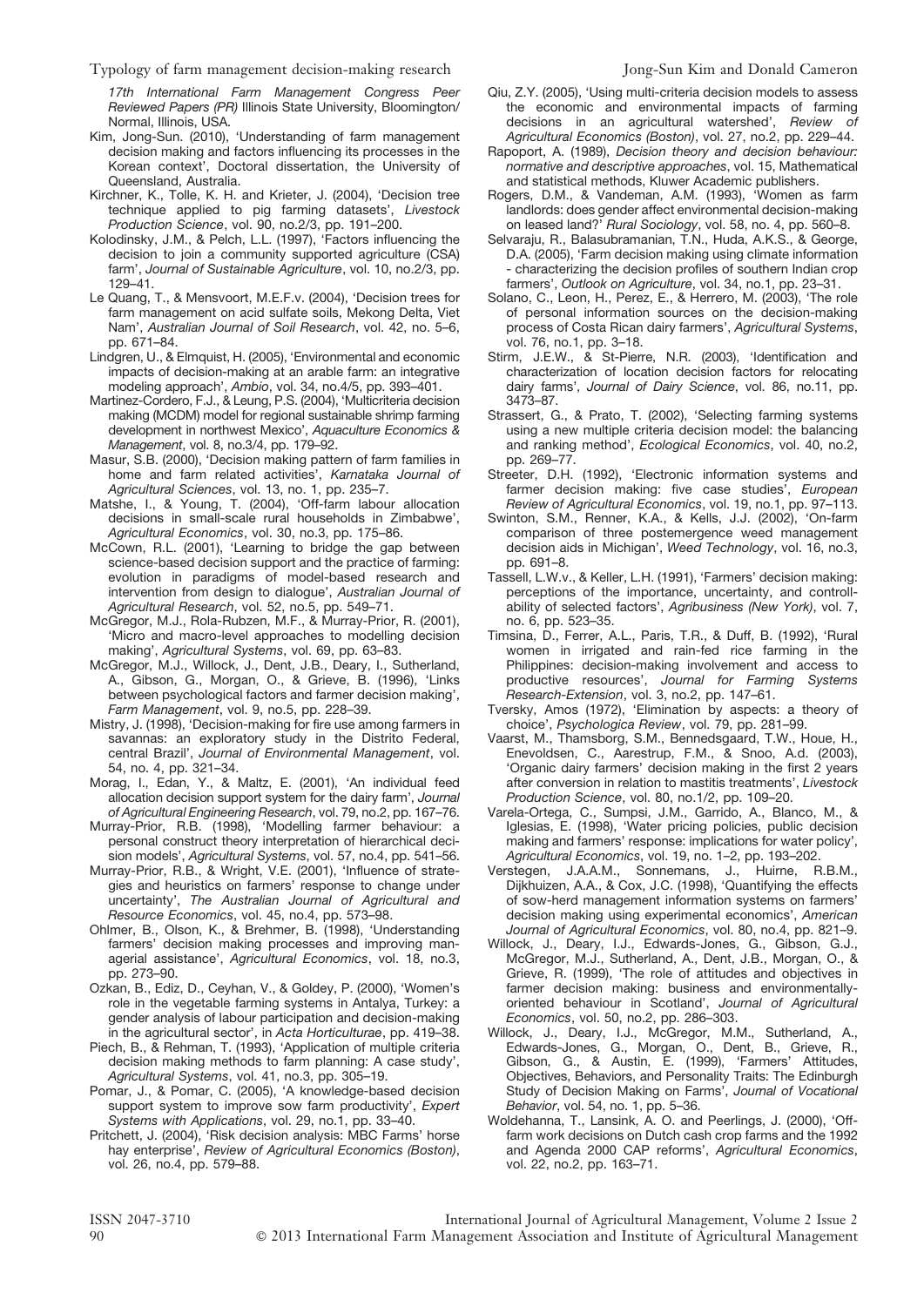*17th International Farm Management Congress Peer Reviewed Papers (PR)* Illinois State University, Bloomington/Normal, Illinois, USA.

Kim, Jong-Sun. (2010), 'Understanding of farm management decision making and factors influencing its processes in the Korean context', Doctoral dissertation, the University of Queensland, Australia.

Kirchner, K., Tolle, K. H. and Krieter, J. (2004), 'Decision tree technique applied to pig farming datasets', *Livestock Production Science*, vol. 90, no.2/3, pp. 191–200.

Kolodinsky, J.M., & Pelch, L.L. (1997), 'Factors influencing the decision to join a community supported agriculture (CSA) farm', *Journal of Sustainable Agriculture*, vol. 10, no.2/3, pp. 129–41.

Le Quang, T., & Mensvoort, M.E.F.v. (2004), 'Decision trees for farm management on acid sulfate soils, Mekong Delta, Viet Nam', *Australian Journal of Soil Research*, vol. 42, no. 5–6, pp. 671–84.

Lindgren, U., & Elmquist, H. (2005), 'Environmental and economic impacts of decision-making at an arable farm: an integrative modeling approach', *Ambio*, vol. 34, no.4/5, pp. 393–401.

Martinez-Cordero, F.J., & Leung, P.S. (2004), 'Multicriteria decision making (MCDM) model for regional sustainable shrimp farming development in northwest Mexico', *Aquaculture Economics & Management*, vol. 8, no.3/4, pp. 179–92.

Masur, S.B. (2000), 'Decision making pattern of farm families in home and farm related activities', *Karnataka Journal of Agricultural Sciences*, vol. 13, no. 1, pp. 235–7.

Matshe, I., & Young, T. (2004), 'Off-farm labour allocation decisions in small-scale rural households in Zimbabwe', *Agricultural Economics*, vol. 30, no.3, pp. 175–86.

McCown, R.L. (2001), 'Learning to bridge the gap between science-based decision support and the practice of farming: evolution in paradigms of model-based research and intervention from design to dialogue', *Australian Journal of Agricultural Research*, vol. 52, no.5, pp. 549–71.

McGregor, M.J., Rola-Rubzen, M.F., & Murray-Prior, R. (2001), 'Micro and macro-level approaches to modelling decision making', *Agricultural Systems*, vol. 69, pp. 63–83.

McGregor, M.J., Willock, J., Dent, J.B., Deary, I., Sutherland, A., Gibson, G., Morgan, O., & Grieve, B. (1996), 'Links between psychological factors and farmer decision making', *Farm Management*, vol. 9, no.5, pp. 228–39.

Mistry, J. (1998), 'Decision-making for fire use among farmers in savannas: an exploratory study in the Distrito Federal, central Brazil', *Journal of Environmental Management*, vol. 54, no. 4, pp. 321–34.

Morag, I., Edan, Y., & Maltz, E. (2001), 'An individual feed allocation decision support system for the dairy farm', *Journal of Agricultural Engineering Research*, vol. 79, no.2, pp. 167–76.

Murray-Prior, R.B. (1998), 'Modelling farmer behaviour: a personal construct theory interpretation of hierarchical decision models', *Agricultural Systems*, vol. 57, no.4, pp. 541–56.

Murray-Prior, R.B., & Wright, V.E. (2001), 'Influence of strategies and heuristics on farmers' response to change under uncertainty', *The Australian Journal of Agricultural and Resource Economics*, vol. 45, no.4, pp. 573–98.

Ohlmer, B., Olson, K., & Brehmer, B. (1998), 'Understanding farmers' decision making processes and improving managerial assistance', *Agricultural Economics*, vol. 18, no.3, pp. 273–90.

Ozkan, B., Ediz, D., Ceyhan, V., & Goldey, P. (2000), 'Women's role in the vegetable farming systems in Antalya, Turkey: a gender analysis of labour participation and decision-making in the agricultural sector', in *Acta Horticulturae*, pp. 419–38.

Piech, B., & Rehman, T. (1993), 'Application of multiple criteria decision making methods to farm planning: A case study', *Agricultural Systems*, vol. 41, no.3, pp. 305–19.

Pomar, J., & Pomar, C. (2005), 'A knowledge-based decision support system to improve sow farm productivity', *Expert Systems with Applications*, vol. 29, no.1, pp. 33–40.

Pritchett, J. (2004), 'Risk decision analysis: MBC Farms' horse hay enterprise', *Review of Agricultural Economics (Boston)*, vol. 26, no.4, pp. 579–88.

Qiu, Z.Y. (2005), 'Using multi-criteria decision models to assess the economic and environmental impacts of farming decisions in an agricultural watershed', *Review of Agricultural Economics (Boston)*, vol. 27, no.2, pp. 229–44.

Rapoport, A. (1989), *Decision theory and decision behaviour: normative and descriptive approaches*, vol. 15, Mathematical and statistical methods, Kluwer Academic publishers.

Rogers, D.M., & Vandeman, A.M. (1993), 'Women as farm landlords: does gender affect environmental decision-making on leased land?' *Rural Sociology*, vol. 58, no. 4, pp. 560–8.

Selvaraju, R., Balasubramanian, T.N., Huda, A.K.S., & George, D.A. (2005), 'Farm decision making using climate information - characterizing the decision profiles of southern Indian crop farmers', *Outlook on Agriculture*, vol. 34, no.1, pp. 23–31.

Solano, C., Leon, H., Perez, E., & Herrero, M. (2003), 'The role of personal information sources on the decision-making process of Costa Rican dairy farmers', *Agricultural Systems*, vol. 76, no.1, pp. 3–18.

Stirm, J.E.W., & St-Pierre, N.R. (2003), 'Identification and characterization of location decision factors for relocating dairy farms', *Journal of Dairy Science*, vol. 86, no.11, pp. 3473–87.

Strassert, G., & Prato, T. (2002), 'Selecting farming systems using a new multiple criteria decision model: the balancing and ranking method', *Ecological Economics*, vol. 40, no.2, pp. 269–77.

Streeter, D.H. (1992), 'Electronic information systems and farmer decision making: five case studies', *European Review of Agricultural Economics*, vol. 19, no.1, pp. 97–113.

Swinton, S.M., Renner, K.A., & Kells, J.J. (2002), 'On-farm comparison of three postemergence weed management decision aids in Michigan', *Weed Technology*, vol. 16, no.3, pp. 691–8.

Tassell, L.W.v., & Keller, L.H. (1991), 'Farmers' decision making: perceptions of the importance, uncertainty, and controllability of selected factors', *Agribusiness (New York)*, vol. 7, no. 6, pp. 523–35.

Timsina, D., Ferrer, A.L., Paris, T.R., & Duff, B. (1992), 'Rural women in irrigated and rain-fed rice farming in the Philippines: decision-making involvement and access to productive resources', *Journal for Farming Systems Research-Extension*, vol. 3, no.2, pp. 147–61.

Tversky, Amos (1972), 'Elimination by aspects: a theory of choice', *Psychologica Review*, vol. 79, pp. 281–99.

Vaarst, M., Thamsborg, S.M., Bennedsgaard, T.W., Houe, H., Enevoldsen, C., Aarestrup, F.M., & Snoo, A.d. (2003), 'Organic dairy farmers' decision making in the first 2 years after conversion in relation to mastitis treatments', *Livestock Production Science*, vol. 80, no.1/2, pp. 109–20.

Varela-Ortega, C., Sumpsi, J.M., Garrido, A., Blanco, M., & Iglesias, E. (1998), 'Water pricing policies, public decision making and farmers' response: implications for water policy', *Agricultural Economics*, vol. 19, no. 1–2, pp. 193–202.

Verstegen, J.A.A.M., Sonnemans, J., Huirne, R.B.M., Dijkhuizen, A.A., & Cox, J.C. (1998), 'Quantifying the effects of sow-herd management information systems on farmers' decision making using experimental economics', *American Journal of Agricultural Economics*, vol. 80, no.4, pp. 821–9.

Willock, J., Deary, I.J., Edwards-Jones, G., Gibson, G.J., McGregor, M.J., Sutherland, A., Dent, J.B., Morgan, O., & Grieve, R. (1999), 'The role of attitudes and objectives in farmer decision making: business and environmentally-oriented behaviour in Scotland', *Journal of Agricultural Economics*, vol. 50, no.2, pp. 286–303.

Willock, J., Deary, I.J., McGregor, M.M., Sutherland, A., Edwards-Jones, G., Morgan, O., Dent, B., Grieve, R., Gibson, G., & Austin, E. (1999), 'Farmers' Attitudes, Objectives, Behaviors, and Personality Traits: The Edinburgh Study of Decision Making on Farms', *Journal of Vocational Behavior*, vol. 54, no. 1, pp. 5–36.

Woldehanna, T., Lansink, A. O. and Peerlings, J. (2000), 'Off-farm work decisions on Dutch cash crop farms and the 1992 and Agenda 2000 CAP reforms', *Agricultural Economics*, vol. 22, no.2, pp. 163–71.